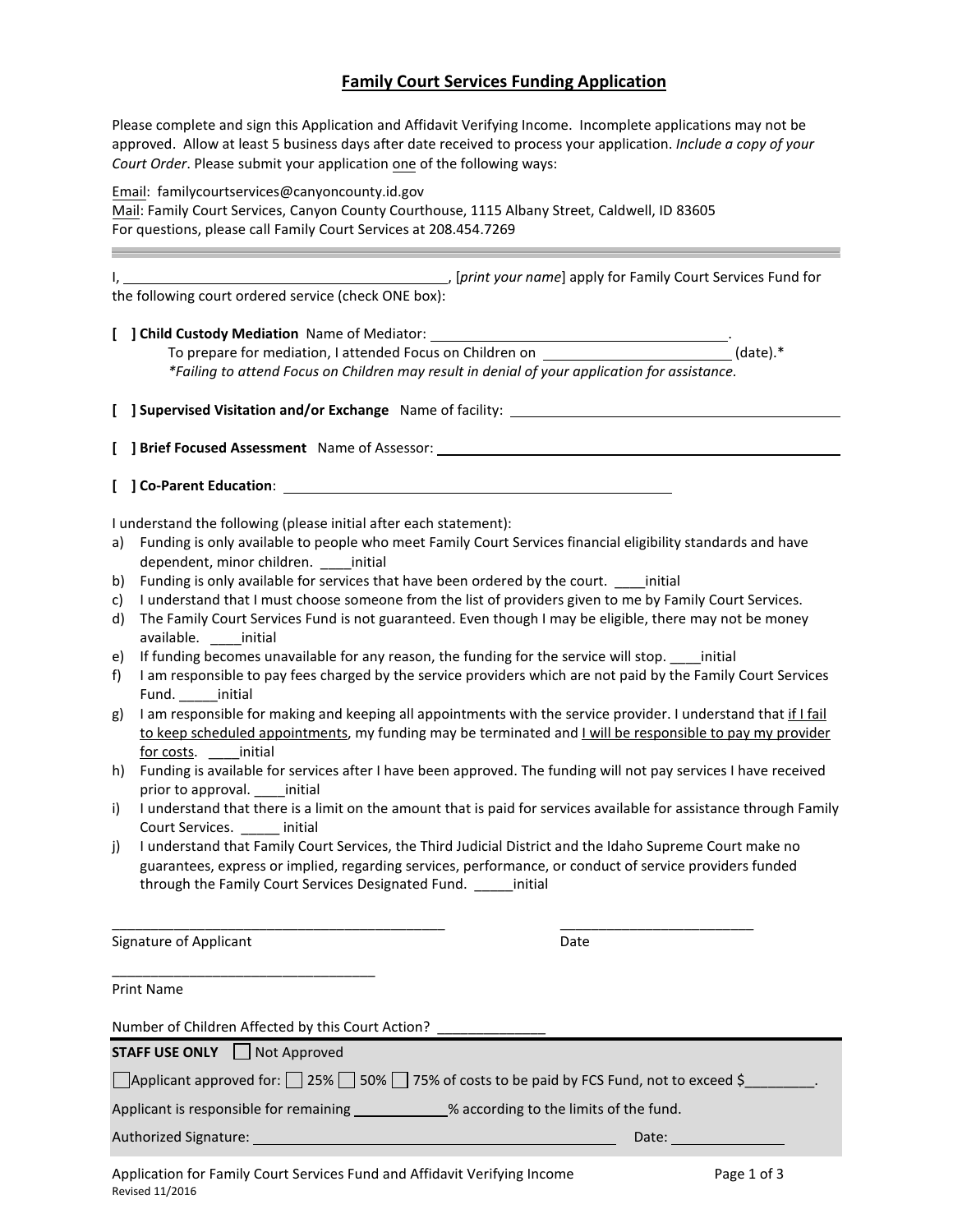# Family Court Services Funding Application

Please complete and sign this Application and Affidavit Verifying Income. Incomplete applications may not be approved. Allow at least 5 business days after date received to process your application. *Include a copy of your Court Order*. Please submit your application one of the following ways:

Email: familycourtservices@canyoncounty.id.gov
Mail: Family Court Services, Canyon County Courthouse, 1115 Albany Street, Caldwell, ID 83605
For questions, please call Family Court Services at 208.454.7269

---

I, ______________________________, [*print your name*] apply for Family Court Services Fund for the following court ordered service (check ONE box):

**[ ] Child Custody Mediation** Name of Mediator: ______________________________.
To prepare for mediation, I attended Focus on Children on __________________ (date).*
*\*Failing to attend Focus on Children may result in denial of your application for assistance.*

**[ ] Supervised Visitation and/or Exchange** Name of facility: ______________________________

**[ ] Brief Focused Assessment** Name of Assessor: ______________________________

**[ ] Co-Parent Education**: ______________________________

I understand the following (please initial after each statement):

a) Funding is only available to people who meet Family Court Services financial eligibility standards and have dependent, minor children. ____initial
b) Funding is only available for services that have been ordered by the court. ____initial
c) I understand that I must choose someone from the list of providers given to me by Family Court Services.
d) The Family Court Services Fund is not guaranteed. Even though I may be eligible, there may not be money available. ____initial
e) If funding becomes unavailable for any reason, the funding for the service will stop. ____initial
f) I am responsible to pay fees charged by the service providers which are not paid by the Family Court Services Fund. _____initial
g) I am responsible for making and keeping all appointments with the service provider. I understand that if I fail to keep scheduled appointments, my funding may be terminated and I will be responsible to pay my provider for costs. ____initial
h) Funding is available for services after I have been approved. The funding will not pay services I have received prior to approval. ____initial
i) I understand that there is a limit on the amount that is paid for services available for assistance through Family Court Services. _____ initial
j) I understand that Family Court Services, the Third Judicial District and the Idaho Supreme Court make no guarantees, express or implied, regarding services, performance, or conduct of service providers funded through the Family Court Services Designated Fund. _____initial

______________________________ ______________________
Signature of Applicant Date

______________________________
Print Name

Number of Children Affected by this Court Action? _____________

**STAFF USE ONLY** [ ] Not Approved

[ ] Applicant approved for: [ ] 25% [ ] 50% [ ] 75% of costs to be paid by FCS Fund, not to exceed $________.

Applicant is responsible for remaining __________% according to the limits of the fund.

Authorized Signature: ______________________________ Date: ______________

Application for Family Court Services Fund and Affidavit Verifying Income
Revised 11/2016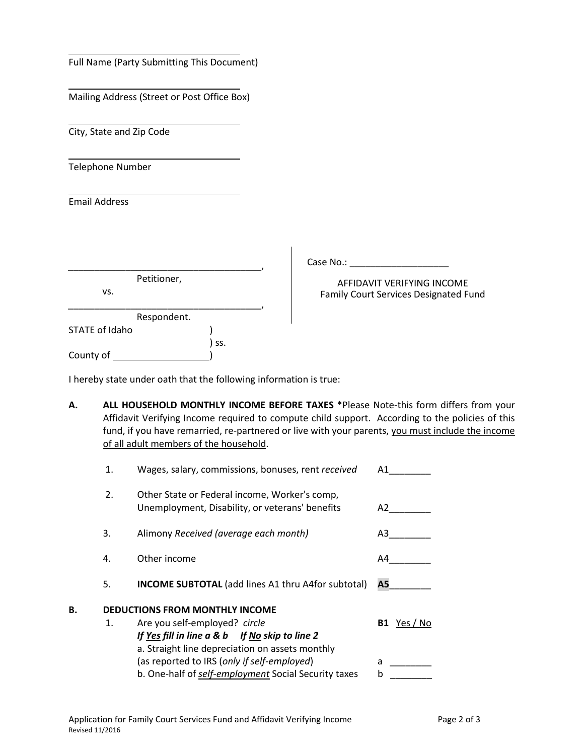\_\_\_\_\_\_\_\_\_\_\_\_\_\_\_\_\_\_\_\_\_\_\_\_\_\_\_\_\_\_\_\_\_\_\_\_\_\_

Full Name (Party Submitting This Document)

\_\_\_\_\_\_\_\_\_\_\_\_\_\_\_\_\_\_\_\_\_\_\_\_\_\_\_\_\_\_\_\_\_\_\_\_\_\_

Mailing Address (Street or Post Office Box)

\_\_\_\_\_\_\_\_\_\_\_\_\_\_\_\_\_\_\_\_\_\_\_\_\_\_\_\_\_\_\_\_\_\_\_\_\_\_

City, State and Zip Code

\_\_\_\_\_\_\_\_\_\_\_\_\_\_\_\_\_\_\_\_\_\_\_\_\_\_\_\_\_\_\_\_\_\_\_\_\_\_

Telephone Number

\_\_\_\_\_\_\_\_\_\_\_\_\_\_\_\_\_\_\_\_\_\_\_\_\_\_\_\_\_\_\_\_\_\_\_\_\_\_

Email Address

\_\_\_\_\_\_\_\_\_\_\_\_\_\_\_\_\_\_\_\_\_\_\_\_\_\_\_\_\_\_\_\_\_\_\_\_\_\_,
Petitioner,

vs.

\_\_\_\_\_\_\_\_\_\_\_\_\_\_\_\_\_\_\_\_\_\_\_\_\_\_\_\_\_\_\_\_\_\_\_\_\_\_,
Respondent.

Case No.: \_\_\_\_\_\_\_\_\_\_\_\_\_\_\_\_\_\_\_

AFFIDAVIT VERIFYING INCOME
Family Court Services Designated Fund

STATE of Idaho )
) ss.
County of \_\_\_\_\_\_\_\_\_\_\_\_\_\_\_\_\_\_)

I hereby state under oath that the following information is true:

**A. ALL HOUSEHOLD MONTHLY INCOME BEFORE TAXES** *Please Note-this form differs from your Affidavit Verifying Income required to compute child support. According to the policies of this fund, if you have remarried, re-partnered or live with your parents, you must include the income of all adult members of the household.

1. Wages, salary, commissions, bonuses, rent *received* A1\_\_\_\_\_\_\_\_
2. Other State or Federal income, Worker's comp, Unemployment, Disability, or veterans' benefits A2\_\_\_\_\_\_\_\_
3. Alimony *Received (average each month)* A3\_\_\_\_\_\_\_\_
4. Other income A4\_\_\_\_\_\_\_\_
5. **INCOME SUBTOTAL** (add lines A1 thru A4for subtotal) **A5**\_\_\_\_\_\_\_\_

**B. DEDUCTIONS FROM MONTHLY INCOME**

1. Are you self-employed? *circle* **B1** Yes / No

   ***If Yes fill in line a & b If No skip to line 2***

   a. Straight line depreciation on assets monthly (as reported to IRS (*only if self-employed*) a \_\_\_\_\_\_\_\_

   b. One-half of *self-employment* Social Security taxes b \_\_\_\_\_\_\_\_

Application for Family Court Services Fund and Affidavit Verifying Income
Revised 11/2016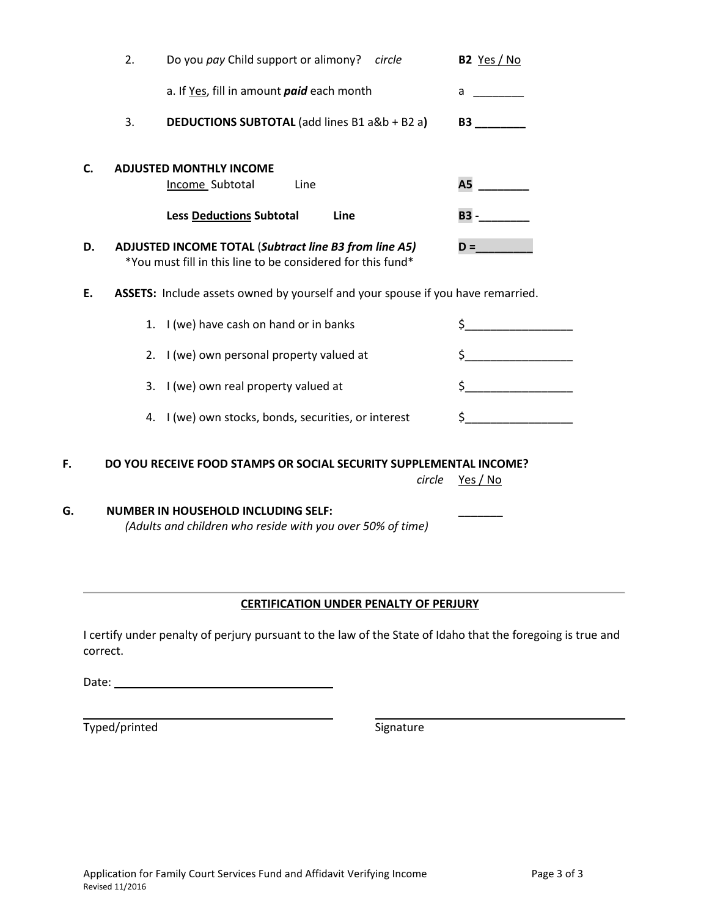2. Do you *pay* Child support or alimony? *circle* **B2** Yes / No

   a. If Yes, fill in amount ***paid*** each month a ________

3. **DEDUCTIONS SUBTOTAL** (add lines B1 a&b + B2 a**)** **B3 ________**

**C. ADJUSTED MONTHLY INCOME**

Income Subtotal Line **A5 ________**

**Less Deductions Subtotal Line** **B3 -________**

**D. ADJUSTED INCOME TOTAL** (***Subtract line B3 from line A5)*** **D =________**

*You must fill in this line to be considered for this fund*

**E. ASSETS:** Include assets owned by yourself and your spouse if you have remarried.

1. I (we) have cash on hand or in banks $________________
2. I (we) own personal property valued at $________________
3. I (we) own real property valued at $________________
4. I (we) own stocks, bonds, securities, or interest $________________

**F. DO YOU RECEIVE FOOD STAMPS OR SOCIAL SECURITY SUPPLEMENTAL INCOME?**

*circle* Yes / No

**G. NUMBER IN HOUSEHOLD INCLUDING SELF:** _______

*(Adults and children who reside with you over 50% of time)*

---

**CERTIFICATION UNDER PENALTY OF PERJURY**

I certify under penalty of perjury pursuant to the law of the State of Idaho that the foregoing is true and correct.

Date: ______________________________

______________________________ ______________________________

Typed/printed Signature

Application for Family Court Services Fund and Affidavit Verifying Income

Revised 11/2016